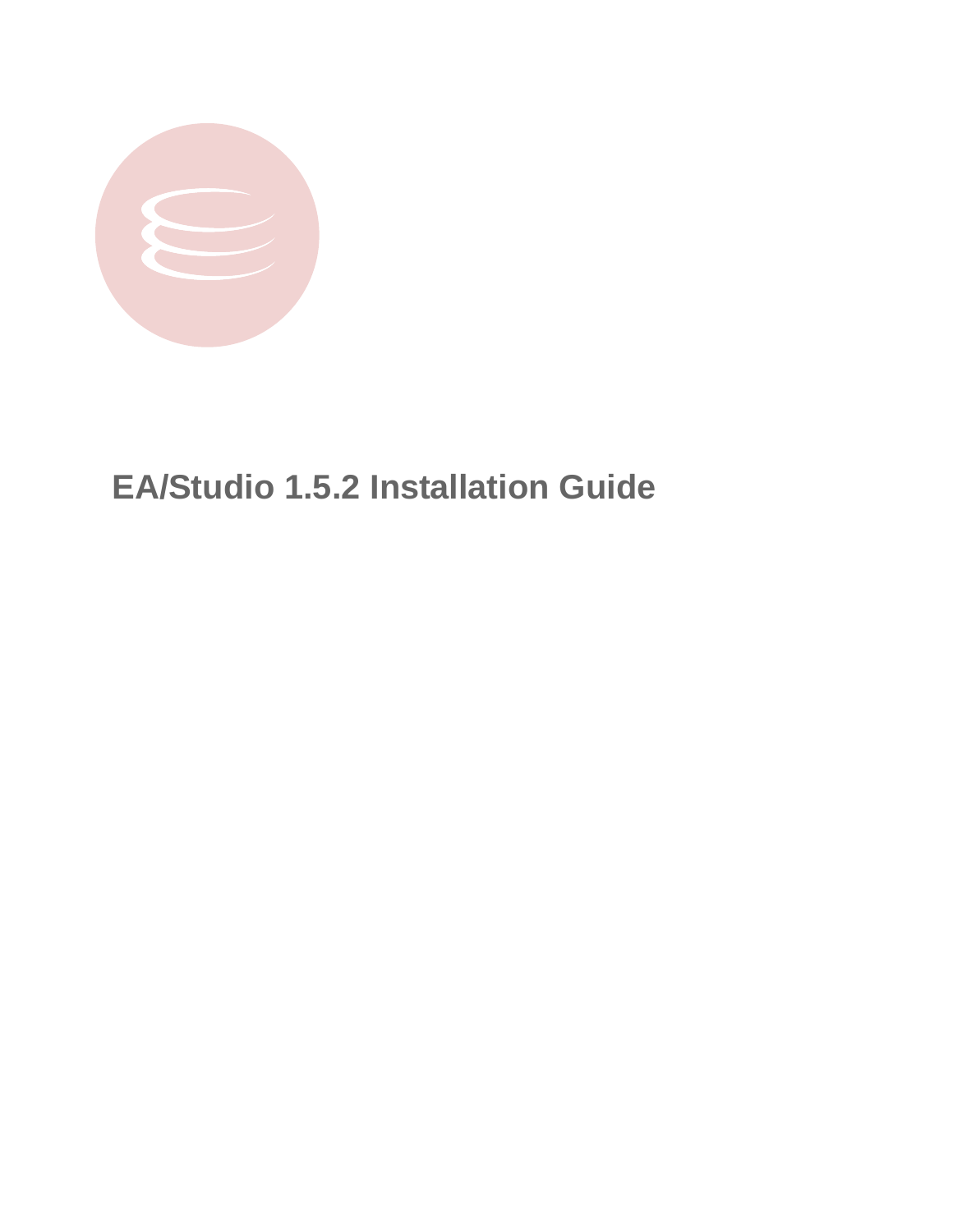# EA/Studio 1.5.2 Installation Guide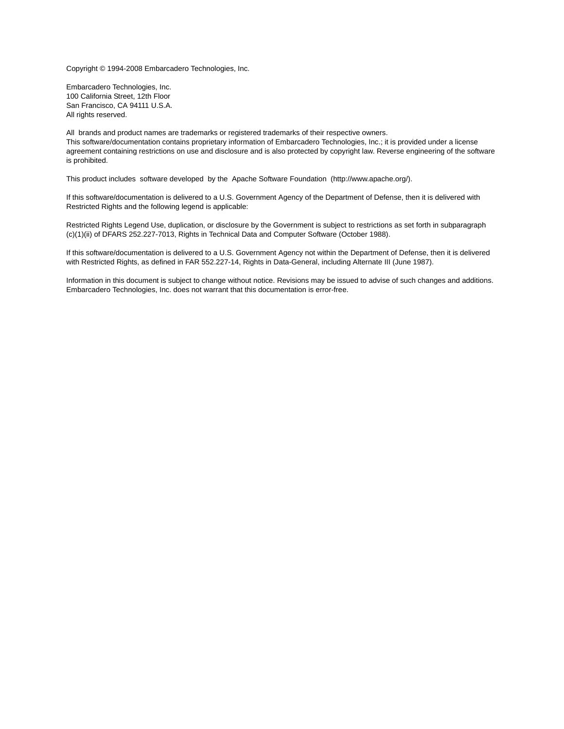Copyright © 1994-2008 Embarcadero Technologies, Inc.

Embarcadero Technologies, Inc.
100 California Street, 12th Floor
San Francisco, CA 94111 U.S.A.
All rights reserved.

All brands and product names are trademarks or registered trademarks of their respective owners.
This software/documentation contains proprietary information of Embarcadero Technologies, Inc.; it is provided under a license agreement containing restrictions on use and disclosure and is also protected by copyright law. Reverse engineering of the software is prohibited.

This product includes software developed by the Apache Software Foundation (http://www.apache.org/).

If this software/documentation is delivered to a U.S. Government Agency of the Department of Defense, then it is delivered with Restricted Rights and the following legend is applicable:

Restricted Rights Legend Use, duplication, or disclosure by the Government is subject to restrictions as set forth in subparagraph (c)(1)(ii) of DFARS 252.227-7013, Rights in Technical Data and Computer Software (October 1988).

If this software/documentation is delivered to a U.S. Government Agency not within the Department of Defense, then it is delivered with Restricted Rights, as defined in FAR 552.227-14, Rights in Data-General, including Alternate III (June 1987).

Information in this document is subject to change without notice. Revisions may be issued to advise of such changes and additions. Embarcadero Technologies, Inc. does not warrant that this documentation is error-free.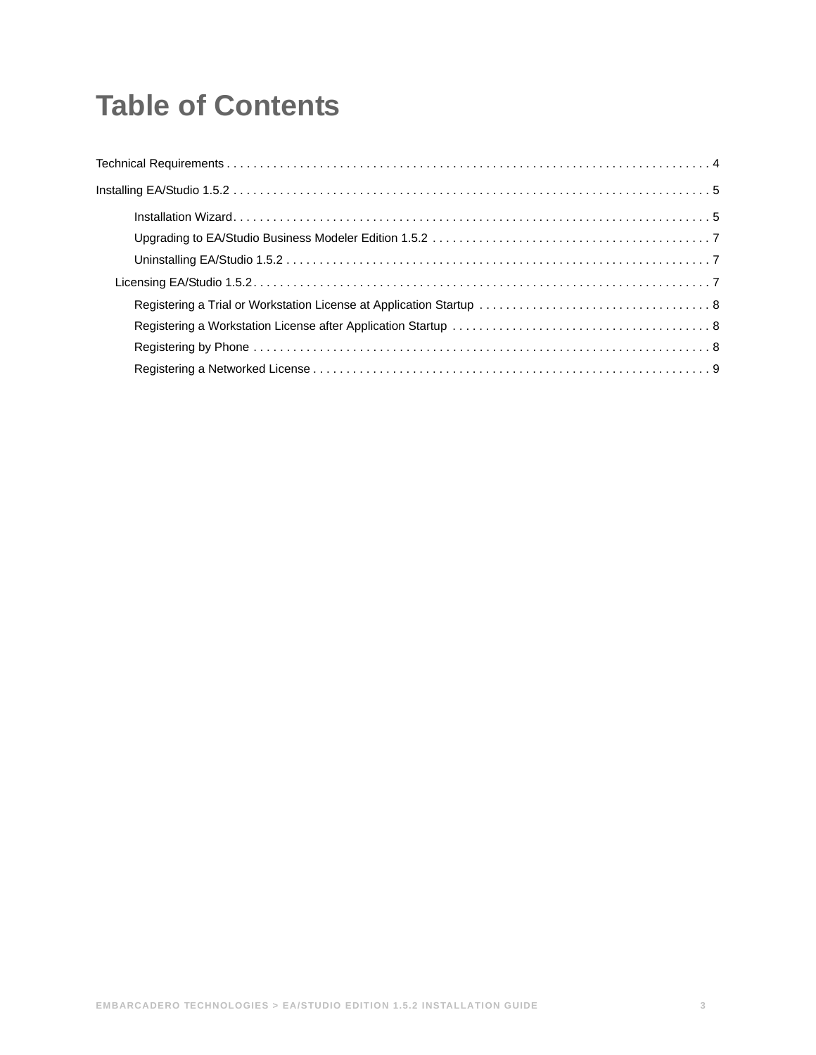# Table of Contents

Technical Requirements . . . . . . . . . . . . . . . . . . . . . . . . . . . . . . . . . . . . . . . . . . . . . . . . . . . . . . . . . . . . . . . . . . . . . . . . 4

Installing EA/Studio 1.5.2 . . . . . . . . . . . . . . . . . . . . . . . . . . . . . . . . . . . . . . . . . . . . . . . . . . . . . . . . . . . . . . . . . . . . . . . . 5

- Installation Wizard . . . . . . . . . . . . . . . . . . . . . . . . . . . . . . . . . . . . . . . . . . . . . . . . . . . . . . . . . . . . . . . . . . . . . . 5
- Upgrading to EA/Studio Business Modeler Edition 1.5.2 . . . . . . . . . . . . . . . . . . . . . . . . . . . . . . . . . . . . . . . . . . 7
- Uninstalling EA/Studio 1.5.2 . . . . . . . . . . . . . . . . . . . . . . . . . . . . . . . . . . . . . . . . . . . . . . . . . . . . . . . . . . . . . . . 7

Licensing EA/Studio 1.5.2 . . . . . . . . . . . . . . . . . . . . . . . . . . . . . . . . . . . . . . . . . . . . . . . . . . . . . . . . . . . . . . . . . . . . 7

- Registering a Trial or Workstation License at Application Startup . . . . . . . . . . . . . . . . . . . . . . . . . . . . . . . . . . 8
- Registering a Workstation License after Application Startup . . . . . . . . . . . . . . . . . . . . . . . . . . . . . . . . . . . . . . 8
- Registering by Phone . . . . . . . . . . . . . . . . . . . . . . . . . . . . . . . . . . . . . . . . . . . . . . . . . . . . . . . . . . . . . . . . . . . . 8
- Registering a Networked License . . . . . . . . . . . . . . . . . . . . . . . . . . . . . . . . . . . . . . . . . . . . . . . . . . . . . . . . . . . 9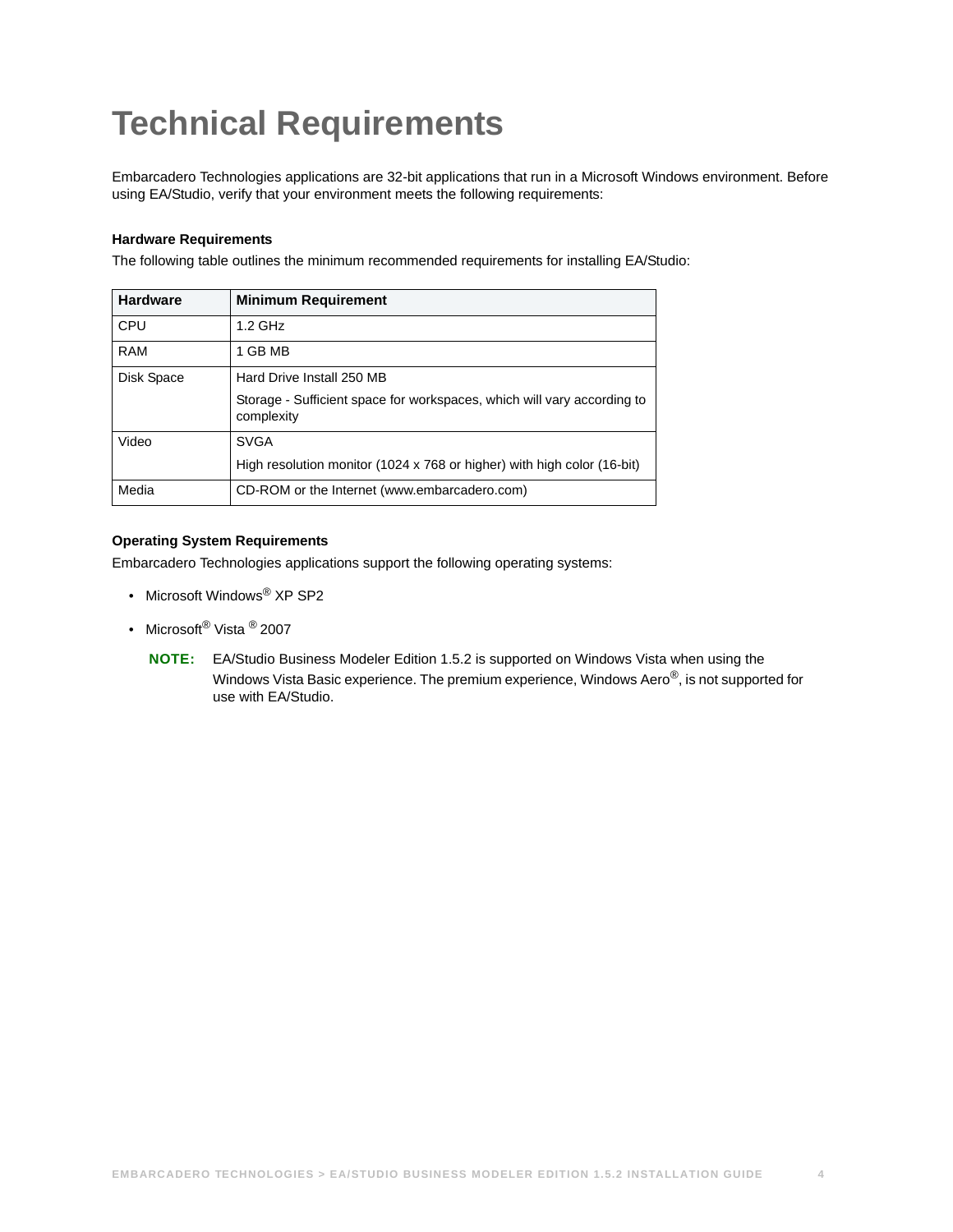# Technical Requirements

Embarcadero Technologies applications are 32-bit applications that run in a Microsoft Windows environment. Before using EA/Studio, verify that your environment meets the following requirements:

**Hardware Requirements**

The following table outlines the minimum recommended requirements for installing EA/Studio:

| Hardware | Minimum Requirement |
|---|---|
| CPU | 1.2 GHz |
| RAM | 1 GB MB |
| Disk Space | Hard Drive Install 250 MB<br>Storage - Sufficient space for workspaces, which will vary according to complexity |
| Video | SVGA<br>High resolution monitor (1024 x 768 or higher) with high color (16-bit) |
| Media | CD-ROM or the Internet (www.embarcadero.com) |

**Operating System Requirements**

Embarcadero Technologies applications support the following operating systems:

- Microsoft Windows® XP SP2
- Microsoft® Vista ® 2007

**NOTE:** EA/Studio Business Modeler Edition 1.5.2 is supported on Windows Vista when using the Windows Vista Basic experience. The premium experience, Windows Aero®, is not supported for use with EA/Studio.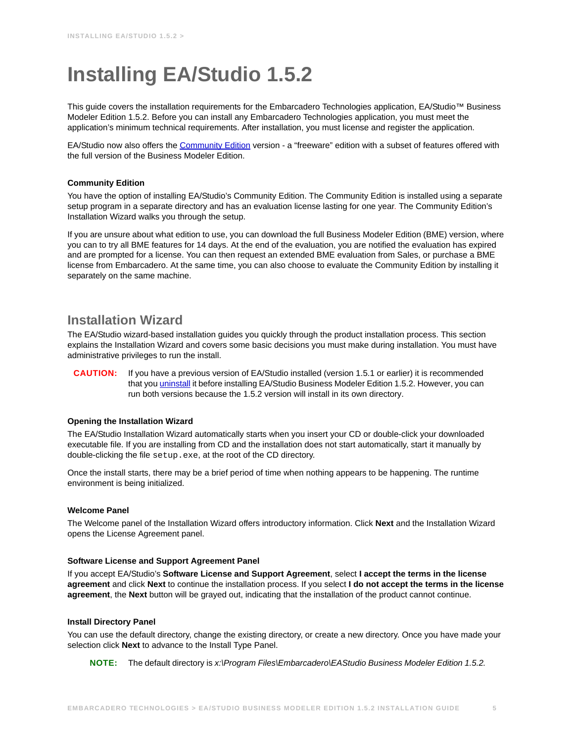# Installing EA/Studio 1.5.2

This guide covers the installation requirements for the Embarcadero Technologies application, EA/Studio™ Business Modeler Edition 1.5.2. Before you can install any Embarcadero Technologies application, you must meet the application's minimum technical requirements. After installation, you must license and register the application.

EA/Studio now also offers the Community Edition version - a "freeware" edition with a subset of features offered with the full version of the Business Modeler Edition.

### Community Edition

You have the option of installing EA/Studio's Community Edition. The Community Edition is installed using a separate setup program in a separate directory and has an evaluation license lasting for one year. The Community Edition's Installation Wizard walks you through the setup.

If you are unsure about what edition to use, you can download the full Business Modeler Edition (BME) version, where you can to try all BME features for 14 days. At the end of the evaluation, you are notified the evaluation has expired and are prompted for a license. You can then request an extended BME evaluation from Sales, or purchase a BME license from Embarcadero. At the same time, you can also choose to evaluate the Community Edition by installing it separately on the same machine.

## Installation Wizard

The EA/Studio wizard-based installation guides you quickly through the product installation process. This section explains the Installation Wizard and covers some basic decisions you must make during installation. You must have administrative privileges to run the install.

**CAUTION:** If you have a previous version of EA/Studio installed (version 1.5.1 or earlier) it is recommended that you uninstall it before installing EA/Studio Business Modeler Edition 1.5.2. However, you can run both versions because the 1.5.2 version will install in its own directory.

### Opening the Installation Wizard

The EA/Studio Installation Wizard automatically starts when you insert your CD or double-click your downloaded executable file. If you are installing from CD and the installation does not start automatically, start it manually by double-clicking the file `setup.exe`, at the root of the CD directory.

Once the install starts, there may be a brief period of time when nothing appears to be happening. The runtime environment is being initialized.

### Welcome Panel

The Welcome panel of the Installation Wizard offers introductory information. Click **Next** and the Installation Wizard opens the License Agreement panel.

### Software License and Support Agreement Panel

If you accept EA/Studio's **Software License and Support Agreement**, select **I accept the terms in the license agreement** and click **Next** to continue the installation process. If you select **I do not accept the terms in the license agreement**, the **Next** button will be grayed out, indicating that the installation of the product cannot continue.

### Install Directory Panel

You can use the default directory, change the existing directory, or create a new directory. Once you have made your selection click **Next** to advance to the Install Type Panel.

**NOTE:** The default directory is *x:\Program Files\Embarcadero\EAStudio Business Modeler Edition 1.5.2.*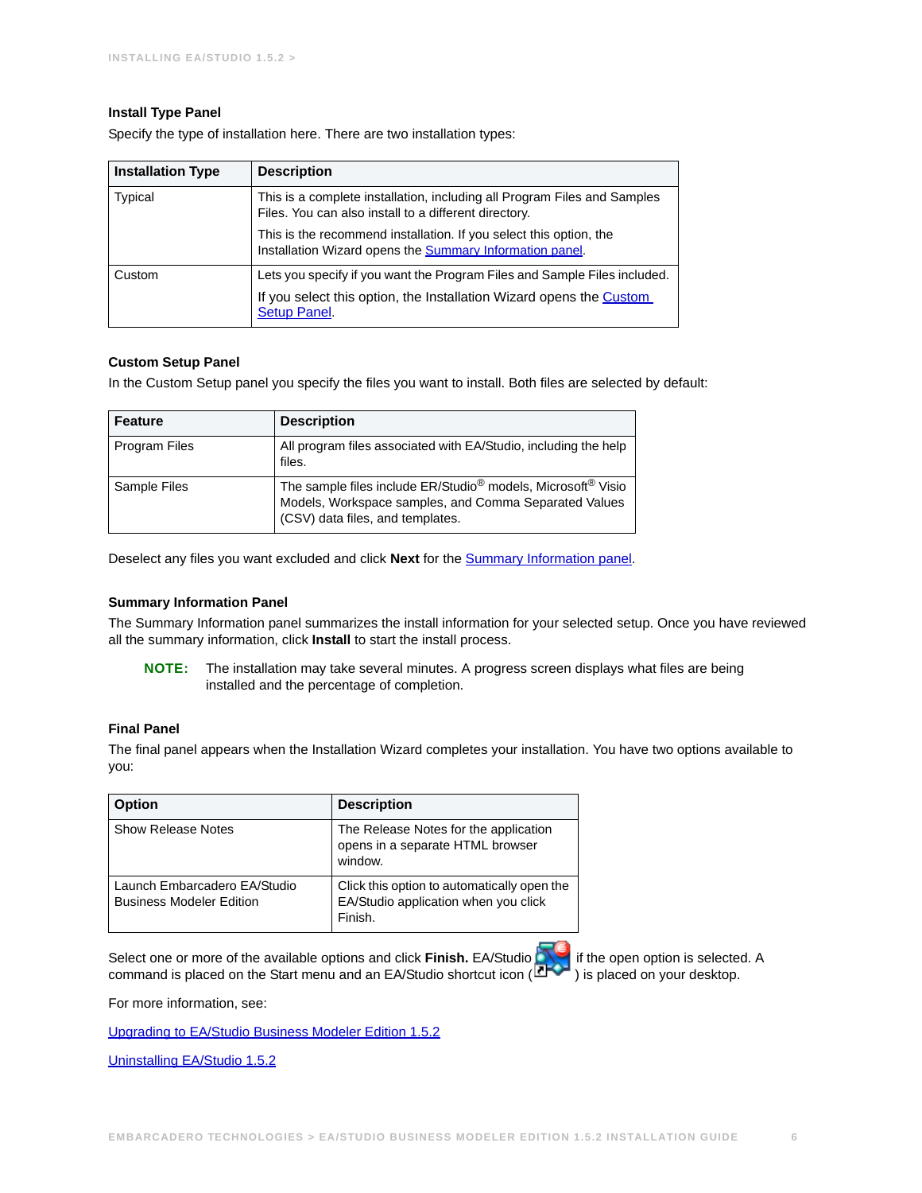### Install Type Panel

Specify the type of installation here. There are two installation types:

| Installation Type | Description |
|---|---|
| Typical | This is a complete installation, including all Program Files and Samples Files. You can also install to a different directory.<br><br>This is the recommend installation. If you select this option, the Installation Wizard opens the Summary Information panel. |
| Custom | Lets you specify if you want the Program Files and Sample Files included.<br><br>If you select this option, the Installation Wizard opens the Custom Setup Panel. |

### Custom Setup Panel

In the Custom Setup panel you specify the files you want to install. Both files are selected by default:

| Feature | Description |
|---|---|
| Program Files | All program files associated with EA/Studio, including the help files. |
| Sample Files | The sample files include ER/Studio® models, Microsoft® Visio Models, Workspace samples, and Comma Separated Values (CSV) data files, and templates. |

Deselect any files you want excluded and click **Next** for the Summary Information panel.

### Summary Information Panel

The Summary Information panel summarizes the install information for your selected setup. Once you have reviewed all the summary information, click **Install** to start the install process.

> **NOTE:** The installation may take several minutes. A progress screen displays what files are being installed and the percentage of completion.

### Final Panel

The final panel appears when the Installation Wizard completes your installation. You have two options available to you:

| Option | Description |
|---|---|
| Show Release Notes | The Release Notes for the application opens in a separate HTML browser window. |
| Launch Embarcadero EA/Studio Business Modeler Edition | Click this option to automatically open the EA/Studio application when you click Finish. |

Select one or more of the available options and click **Finish.** EA/Studio if the open option is selected. A command is placed on the Start menu and an EA/Studio shortcut icon ( ) is placed on your desktop.

For more information, see:

Upgrading to EA/Studio Business Modeler Edition 1.5.2

Uninstalling EA/Studio 1.5.2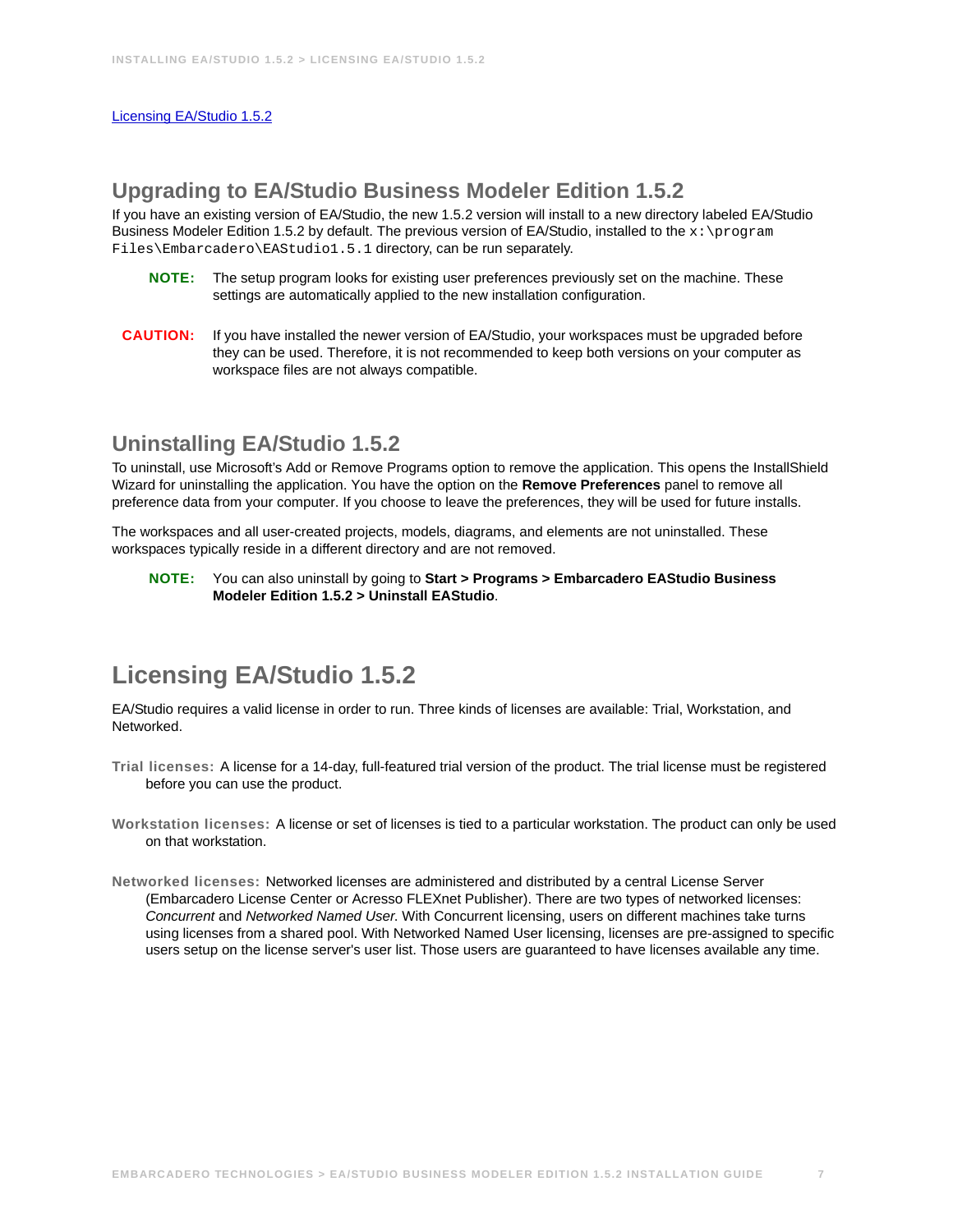[Licensing EA/Studio 1.5.2](#)

## Upgrading to EA/Studio Business Modeler Edition 1.5.2

If you have an existing version of EA/Studio, the new 1.5.2 version will install to a new directory labeled EA/Studio Business Modeler Edition 1.5.2 by default. The previous version of EA/Studio, installed to the `x:\program Files\Embarcadero\EAStudio1.5.1` directory, can be run separately.

> **NOTE:** The setup program looks for existing user preferences previously set on the machine. These settings are automatically applied to the new installation configuration.

> **CAUTION:** If you have installed the newer version of EA/Studio, your workspaces must be upgraded before they can be used. Therefore, it is not recommended to keep both versions on your computer as workspace files are not always compatible.

## Uninstalling EA/Studio 1.5.2

To uninstall, use Microsoft's Add or Remove Programs option to remove the application. This opens the InstallShield Wizard for uninstalling the application. You have the option on the **Remove Preferences** panel to remove all preference data from your computer. If you choose to leave the preferences, they will be used for future installs.

The workspaces and all user-created projects, models, diagrams, and elements are not uninstalled. These workspaces typically reside in a different directory and are not removed.

> **NOTE:** You can also uninstall by going to **Start > Programs > Embarcadero EAStudio Business Modeler Edition 1.5.2 > Uninstall EAStudio**.

# Licensing EA/Studio 1.5.2

EA/Studio requires a valid license in order to run. Three kinds of licenses are available: Trial, Workstation, and Networked.

**Trial licenses:** A license for a 14-day, full-featured trial version of the product. The trial license must be registered before you can use the product.

**Workstation licenses:** A license or set of licenses is tied to a particular workstation. The product can only be used on that workstation.

**Networked licenses:** Networked licenses are administered and distributed by a central License Server (Embarcadero License Center or Acresso FLEXnet Publisher). There are two types of networked licenses: *Concurrent* and *Networked Named User.* With Concurrent licensing, users on different machines take turns using licenses from a shared pool. With Networked Named User licensing, licenses are pre-assigned to specific users setup on the license server's user list. Those users are guaranteed to have licenses available any time.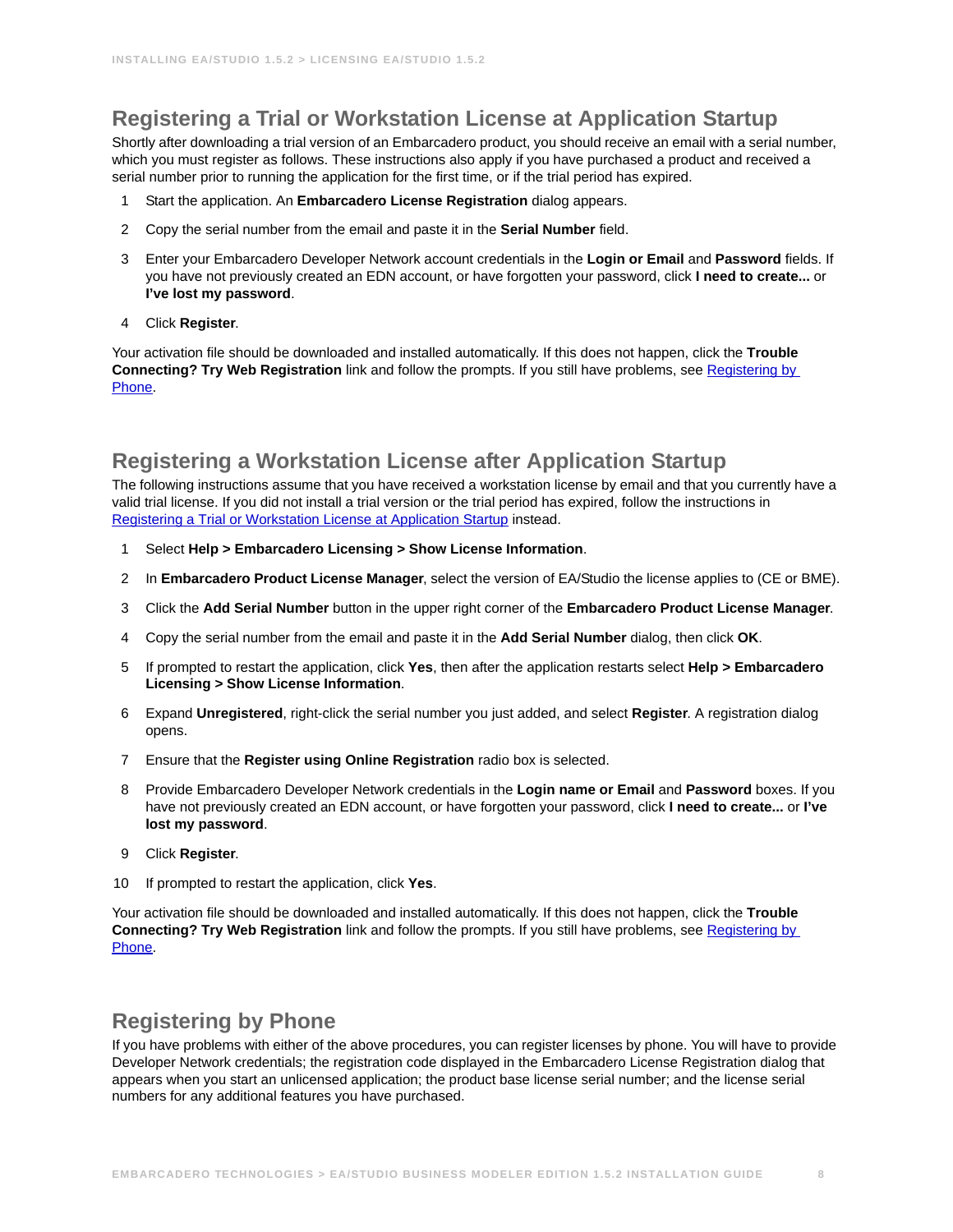## Registering a Trial or Workstation License at Application Startup

Shortly after downloading a trial version of an Embarcadero product, you should receive an email with a serial number, which you must register as follows. These instructions also apply if you have purchased a product and received a serial number prior to running the application for the first time, or if the trial period has expired.

1. Start the application. An **Embarcadero License Registration** dialog appears.
2. Copy the serial number from the email and paste it in the **Serial Number** field.
3. Enter your Embarcadero Developer Network account credentials in the **Login or Email** and **Password** fields. If you have not previously created an EDN account, or have forgotten your password, click **I need to create...** or **I've lost my password**.
4. Click **Register**.

Your activation file should be downloaded and installed automatically. If this does not happen, click the **Trouble Connecting? Try Web Registration** link and follow the prompts. If you still have problems, see [Registering by Phone](#registering-by-phone).

## Registering a Workstation License after Application Startup

The following instructions assume that you have received a workstation license by email and that you currently have a valid trial license. If you did not install a trial version or the trial period has expired, follow the instructions in [Registering a Trial or Workstation License at Application Startup](#registering-a-trial-or-workstation-license-at-application-startup) instead.

1. Select **Help > Embarcadero Licensing > Show License Information**.
2. In **Embarcadero Product License Manager**, select the version of EA/Studio the license applies to (CE or BME).
3. Click the **Add Serial Number** button in the upper right corner of the **Embarcadero Product License Manager**.
4. Copy the serial number from the email and paste it in the **Add Serial Number** dialog, then click **OK**.
5. If prompted to restart the application, click **Yes**, then after the application restarts select **Help > Embarcadero Licensing > Show License Information**.
6. Expand **Unregistered**, right-click the serial number you just added, and select **Register**. A registration dialog opens.
7. Ensure that the **Register using Online Registration** radio box is selected.
8. Provide Embarcadero Developer Network credentials in the **Login name or Email** and **Password** boxes. If you have not previously created an EDN account, or have forgotten your password, click **I need to create...** or **I've lost my password**.
9. Click **Register**.
10. If prompted to restart the application, click **Yes**.

Your activation file should be downloaded and installed automatically. If this does not happen, click the **Trouble Connecting? Try Web Registration** link and follow the prompts. If you still have problems, see [Registering by Phone](#registering-by-phone).

## Registering by Phone

If you have problems with either of the above procedures, you can register licenses by phone. You will have to provide Developer Network credentials; the registration code displayed in the Embarcadero License Registration dialog that appears when you start an unlicensed application; the product base license serial number; and the license serial numbers for any additional features you have purchased.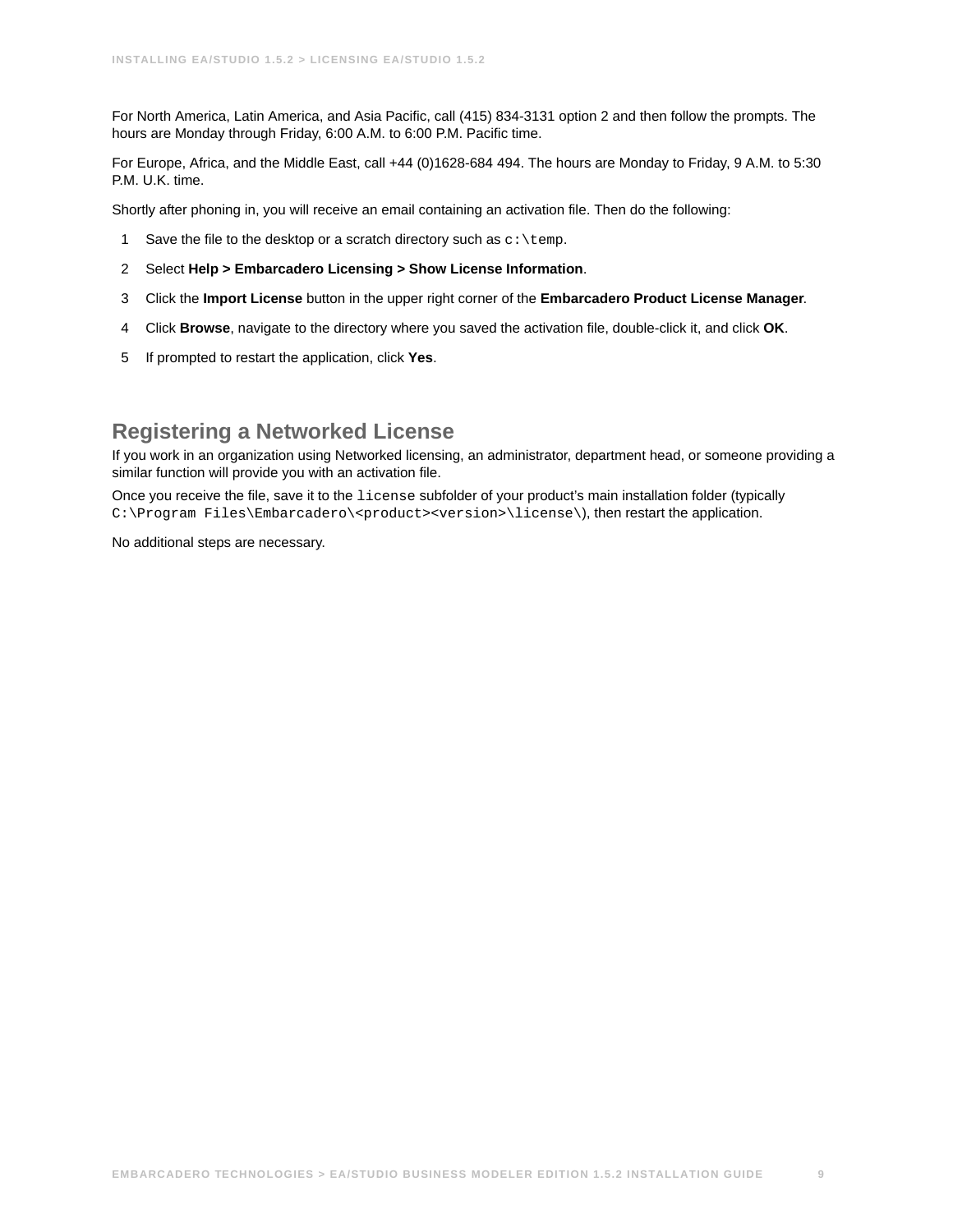For North America, Latin America, and Asia Pacific, call (415) 834-3131 option 2 and then follow the prompts. The hours are Monday through Friday, 6:00 A.M. to 6:00 P.M. Pacific time.

For Europe, Africa, and the Middle East, call +44 (0)1628-684 494. The hours are Monday to Friday, 9 A.M. to 5:30 P.M. U.K. time.

Shortly after phoning in, you will receive an email containing an activation file. Then do the following:

1. Save the file to the desktop or a scratch directory such as `c:\temp`.
2. Select **Help > Embarcadero Licensing > Show License Information**.
3. Click the **Import License** button in the upper right corner of the **Embarcadero Product License Manager**.
4. Click **Browse**, navigate to the directory where you saved the activation file, double-click it, and click **OK**.
5. If prompted to restart the application, click **Yes**.

## Registering a Networked License

If you work in an organization using Networked licensing, an administrator, department head, or someone providing a similar function will provide you with an activation file.

Once you receive the file, save it to the `license` subfolder of your product's main installation folder (typically `C:\Program Files\Embarcadero\<product><version>\license\`), then restart the application.

No additional steps are necessary.